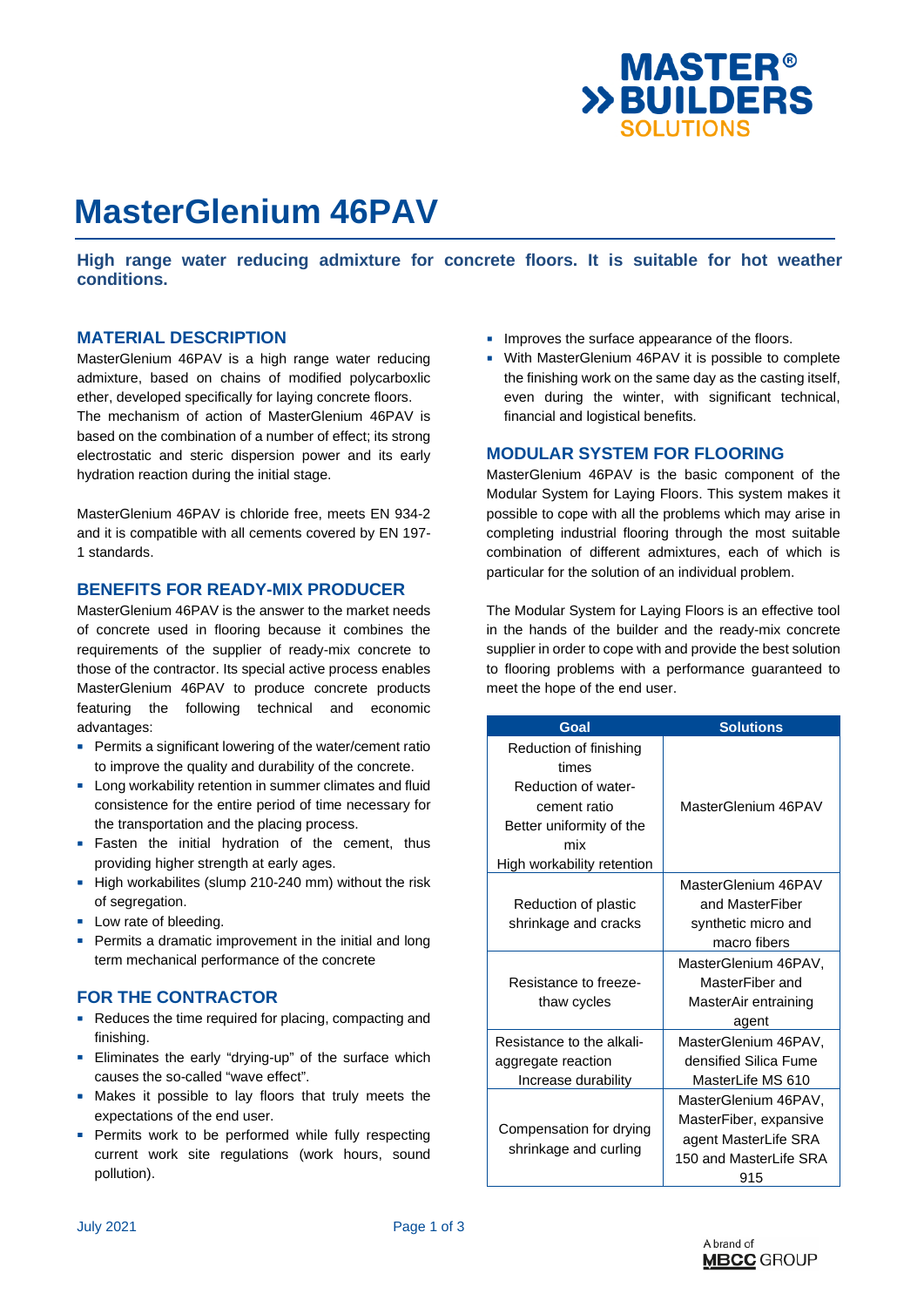# MasterGlenium 46PAV

**High range water reducing admixture for concrete floors. It is suitable for hot weather conditions.**

## MATERIAL DESCRIPTION

MasterGlenium 46PAV is a high range water reducing admixture, based on chains of modified polycarboxlic ether, developed specifically for laying concrete floors.
The mechanism of action of MasterGlenium 46PAV is based on the combination of a number of effect; its strong electrostatic and steric dispersion power and its early hydration reaction during the initial stage.

MasterGlenium 46PAV is chloride free, meets EN 934-2 and it is compatible with all cements covered by EN 197-1 standards.

## BENEFITS FOR READY-MIX PRODUCER

MasterGlenium 46PAV is the answer to the market needs of concrete used in flooring because it combines the requirements of the supplier of ready-mix concrete to those of the contractor. Its special active process enables MasterGlenium 46PAV to produce concrete products featuring the following technical and economic advantages:

- Permits a significant lowering of the water/cement ratio to improve the quality and durability of the concrete.
- Long workability retention in summer climates and fluid consistence for the entire period of time necessary for the transportation and the placing process.
- Fasten the initial hydration of the cement, thus providing higher strength at early ages.
- High workabilites (slump 210-240 mm) without the risk of segregation.
- Low rate of bleeding.
- Permits a dramatic improvement in the initial and long term mechanical performance of the concrete

## FOR THE CONTRACTOR

- Reduces the time required for placing, compacting and finishing.
- Eliminates the early "drying-up" of the surface which causes the so-called "wave effect".
- Makes it possible to lay floors that truly meets the expectations of the end user.
- Permits work to be performed while fully respecting current work site regulations (work hours, sound pollution).
- Improves the surface appearance of the floors.
- With MasterGlenium 46PAV it is possible to complete the finishing work on the same day as the casting itself, even during the winter, with significant technical, financial and logistical benefits.

## MODULAR SYSTEM FOR FLOORING

MasterGlenium 46PAV is the basic component of the Modular System for Laying Floors. This system makes it possible to cope with all the problems which may arise in completing industrial flooring through the most suitable combination of different admixtures, each of which is particular for the solution of an individual problem.

The Modular System for Laying Floors is an effective tool in the hands of the builder and the ready-mix concrete supplier in order to cope with and provide the best solution to flooring problems with a performance guaranteed to meet the hope of the end user.

| Goal | Solutions |
| --- | --- |
| Reduction of finishing times<br>Reduction of water-cement ratio<br>Better uniformity of the mix<br>High workability retention | MasterGlenium 46PAV |
| Reduction of plastic shrinkage and cracks | MasterGlenium 46PAV and MasterFiber synthetic micro and macro fibers |
| Resistance to freeze-thaw cycles | MasterGlenium 46PAV, MasterFiber and MasterAir entraining agent |
| Resistance to the alkali-aggregate reaction<br>Increase durability | MasterGlenium 46PAV, densified Silica Fume MasterLife MS 610 |
| Compensation for drying shrinkage and curling | MasterGlenium 46PAV, MasterFiber, expansive agent MasterLife SRA 150 and MasterLife SRA 915 |

July 2021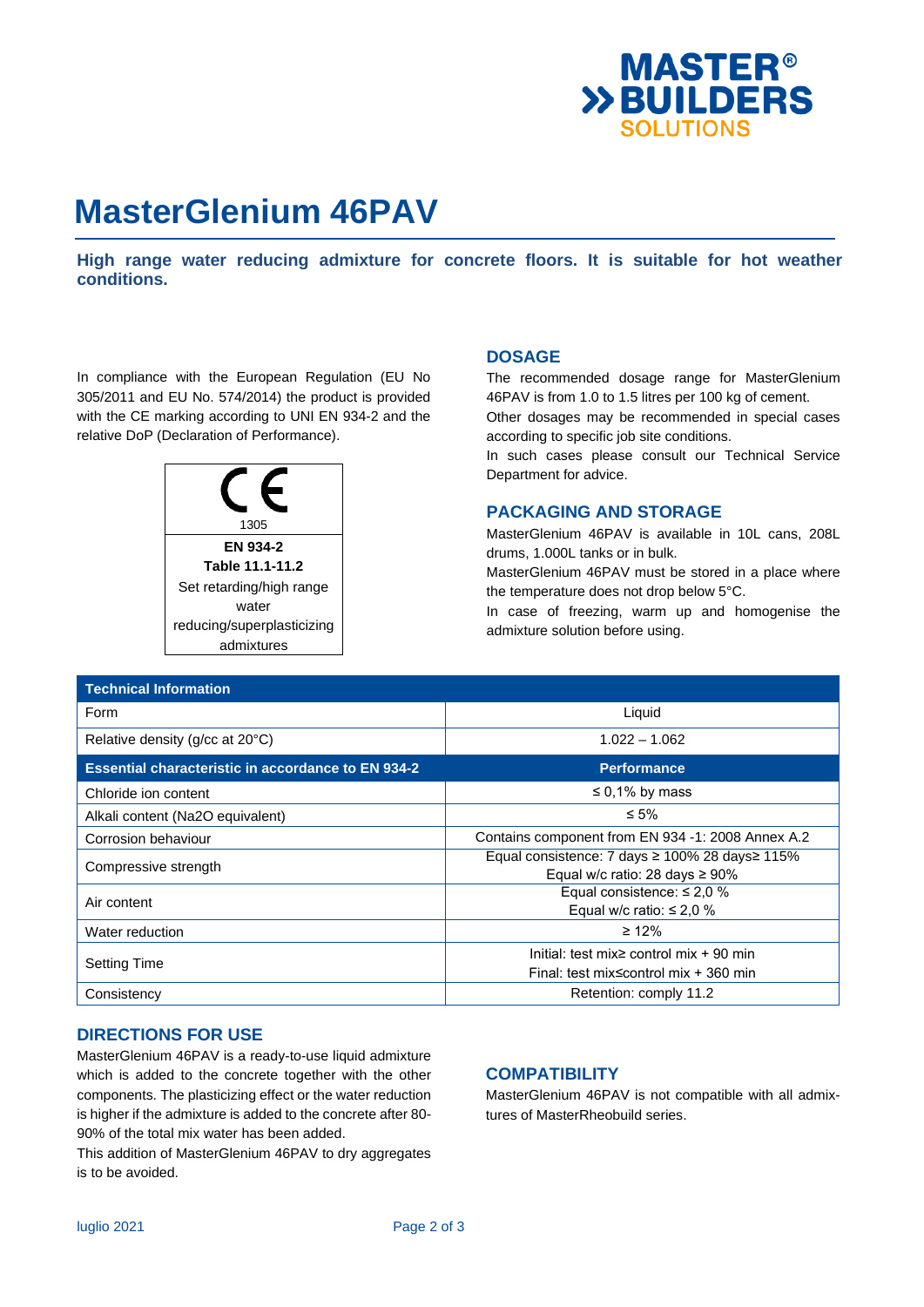# MasterGlenium 46PAV

**High range water reducing admixture for concrete floors. It is suitable for hot weather conditions.**

In compliance with the European Regulation (EU No 305/2011 and EU No. 574/2014) the product is provided with the CE marking according to UNI EN 934-2 and the relative DoP (Declaration of Performance).

| CE |
|---|
| 1305 |
| **EN 934-2** |
| **Table 11.1-11.2** |
| Set retarding/high range water reducing/superplasticizing admixtures |

## DOSAGE

The recommended dosage range for MasterGlenium 46PAV is from 1.0 to 1.5 litres per 100 kg of cement.
Other dosages may be recommended in special cases according to specific job site conditions.
In such cases please consult our Technical Service Department for advice.

## PACKAGING AND STORAGE

MasterGlenium 46PAV is available in 10L cans, 208L drums, 1.000L tanks or in bulk.
MasterGlenium 46PAV must be stored in a place where the temperature does not drop below 5°C.
In case of freezing, warm up and homogenise the admixture solution before using.

| Technical Information | |
|---|---|
| Form | Liquid |
| Relative density (g/cc at 20°C) | 1.022 – 1.062 |
| **Essential characteristic in accordance to EN 934-2** | **Performance** |
| Chloride ion content | ≤ 0,1% by mass |
| Alkali content (Na2O equivalent) | ≤ 5% |
| Corrosion behaviour | Contains component from EN 934 -1: 2008 Annex A.2 |
| Compressive strength | Equal consistence: 7 days ≥ 100% 28 days≥ 115%<br>Equal w/c ratio: 28 days ≥ 90% |
| Air content | Equal consistence: ≤ 2,0 %<br>Equal w/c ratio: ≤ 2,0 % |
| Water reduction | ≥ 12% |
| Setting Time | Initial: test mix≥ control mix + 90 min<br>Final: test mix≤control mix + 360 min |
| Consistency | Retention: comply 11.2 |

## DIRECTIONS FOR USE

MasterGlenium 46PAV is a ready-to-use liquid admixture which is added to the concrete together with the other components. The plasticizing effect or the water reduction is higher if the admixture is added to the concrete after 80-90% of the total mix water has been added.
This addition of MasterGlenium 46PAV to dry aggregates is to be avoided.

## COMPATIBILITY

MasterGlenium 46PAV is not compatible with all admixtures of MasterRheobuild series.

luglio 2021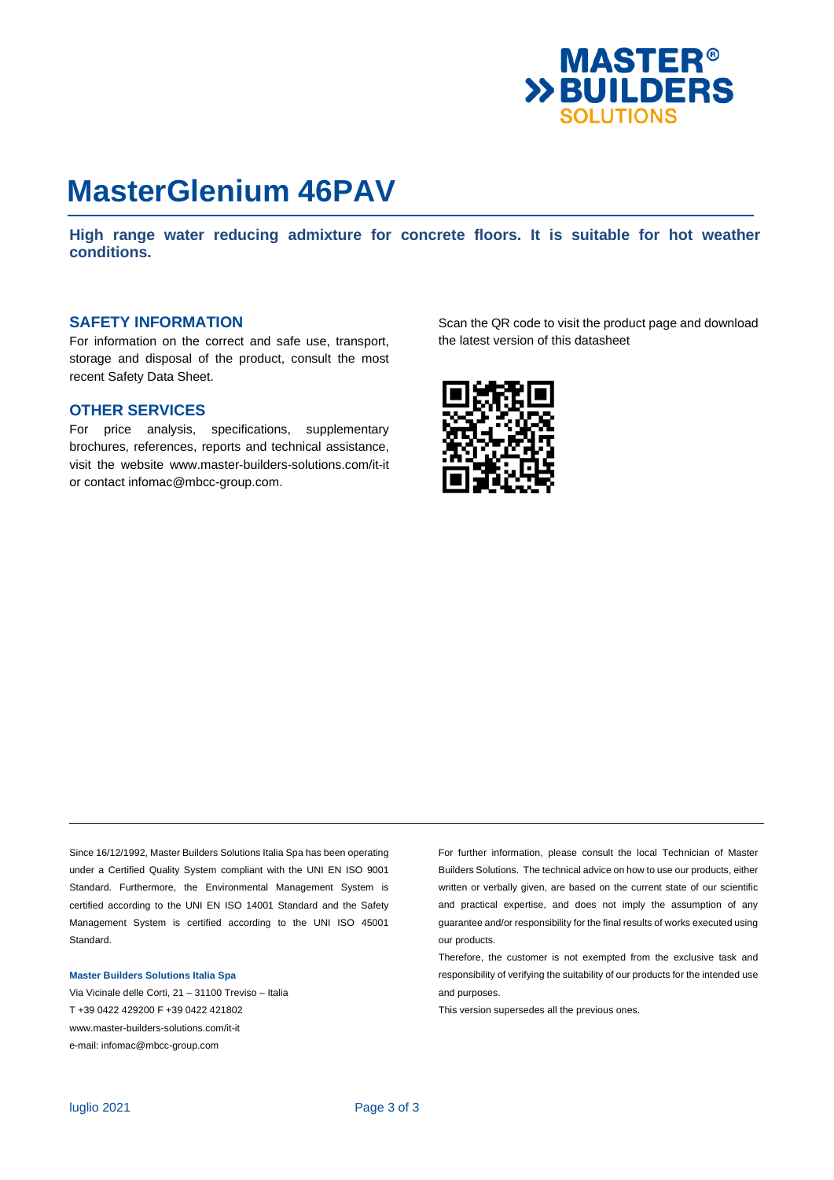# MasterGlenium 46PAV

**High range water reducing admixture for concrete floors. It is suitable for hot weather conditions.**

## SAFETY INFORMATION

For information on the correct and safe use, transport, storage and disposal of the product, consult the most recent Safety Data Sheet.

## OTHER SERVICES

For price analysis, specifications, supplementary brochures, references, reports and technical assistance, visit the website www.master-builders-solutions.com/it-it or contact infomac@mbcc-group.com.

Scan the QR code to visit the product page and download the latest version of this datasheet

---

Since 16/12/1992, Master Builders Solutions Italia Spa has been operating under a Certified Quality System compliant with the UNI EN ISO 9001 Standard. Furthermore, the Environmental Management System is certified according to the UNI EN ISO 14001 Standard and the Safety Management System is certified according to the UNI ISO 45001 Standard.

**Master Builders Solutions Italia Spa**
Via Vicinale delle Corti, 21 – 31100 Treviso – Italia
T +39 0422 429200 F +39 0422 421802
www.master-builders-solutions.com/it-it
e-mail: infomac@mbcc-group.com

For further information, please consult the local Technician of Master Builders Solutions. The technical advice on how to use our products, either written or verbally given, are based on the current state of our scientific and practical expertise, and does not imply the assumption of any guarantee and/or responsibility for the final results of works executed using our products.

Therefore, the customer is not exempted from the exclusive task and responsibility of verifying the suitability of our products for the intended use and purposes.

This version supersedes all the previous ones.

luglio 2021